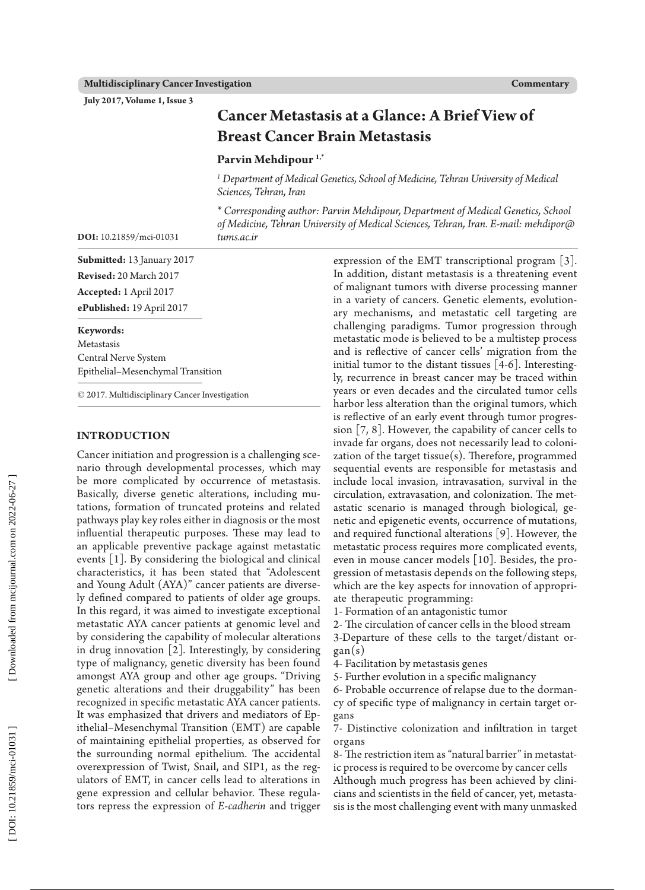**Multidisciplinary Cancer Investigation** **Commentary**

**July 2017, Volume 1, Issue 3**

# Cancer Metastasis at a Glance: A Brief View of Breast Cancer Brain Metastasis

**Parvin Mehdipour** [1,*]

[1] *Department of Medical Genetics, School of Medicine, Tehran University of Medical Sciences, Tehran, Iran*

\* *Corresponding author: Parvin Mehdipour, Department of Medical Genetics, School of Medicine, Tehran University of Medical Sciences, Tehran, Iran. E-mail: mehdipor@tums.ac.ir*

**DOI:** 10.21859/mci-01031

**Submitted:** 13 January 2017
**Revised:** 20 March 2017
**Accepted:** 1 April 2017
**ePublished:** 19 April 2017

**Keywords:**
Metastasis
Central Nerve System
Epithelial–Mesenchymal Transition

© 2017. Multidisciplinary Cancer Investigation

## INTRODUCTION

Cancer initiation and progression is a challenging scenario through developmental processes, which may be more complicated by occurrence of metastasis. Basically, diverse genetic alterations, including mutations, formation of truncated proteins and related pathways play key roles either in diagnosis or the most influential therapeutic purposes. These may lead to an applicable preventive package against metastatic events [1]. By considering the biological and clinical characteristics, it has been stated that "Adolescent and Young Adult (AYA)" cancer patients are diversely defined compared to patients of older age groups. In this regard, it was aimed to investigate exceptional metastatic AYA cancer patients at genomic level and by considering the capability of molecular alterations in drug innovation [2]. Interestingly, by considering type of malignancy, genetic diversity has been found amongst AYA group and other age groups. "Driving genetic alterations and their druggability" has been recognized in specific metastatic AYA cancer patients. It was emphasized that drivers and mediators of Epithelial–Mesenchymal Transition (EMT) are capable of maintaining epithelial properties, as observed for the surrounding normal epithelium. The accidental overexpression of Twist, Snail, and SIP1, as the regulators of EMT, in cancer cells lead to alterations in gene expression and cellular behavior. These regulators repress the expression of *E-cadherin* and trigger expression of the EMT transcriptional program [3]. In addition, distant metastasis is a threatening event of malignant tumors with diverse processing manner in a variety of cancers. Genetic elements, evolutionary mechanisms, and metastatic cell targeting are challenging paradigms. Tumor progression through metastatic mode is believed to be a multistep process and is reflective of cancer cells' migration from the initial tumor to the distant tissues [4-6]. Interestingly, recurrence in breast cancer may be traced within years or even decades and the circulated tumor cells harbor less alteration than the original tumors, which is reflective of an early event through tumor progression [7, 8]. However, the capability of cancer cells to invade far organs, does not necessarily lead to colonization of the target tissue(s). Therefore, programmed sequential events are responsible for metastasis and include local invasion, intravasation, survival in the circulation, extravasation, and colonization. The metastatic scenario is managed through biological, genetic and epigenetic events, occurrence of mutations, and required functional alterations [9]. However, the metastatic process requires more complicated events, even in mouse cancer models [10]. Besides, the progression of metastasis depends on the following steps, which are the key aspects for innovation of appropriate therapeutic programming:

1- Formation of an antagonistic tumor
2- The circulation of cancer cells in the blood stream
3-Departure of these cells to the target/distant organ(s)
4- Facilitation by metastasis genes
5- Further evolution in a specific malignancy
6- Probable occurrence of relapse due to the dormancy of specific type of malignancy in certain target organs
7- Distinctive colonization and infiltration in target organs
8- The restriction item as "natural barrier" in metastatic process is required to be overcome by cancer cells

Although much progress has been achieved by clinicians and scientists in the field of cancer, yet, metastasis is the most challenging event with many unmasked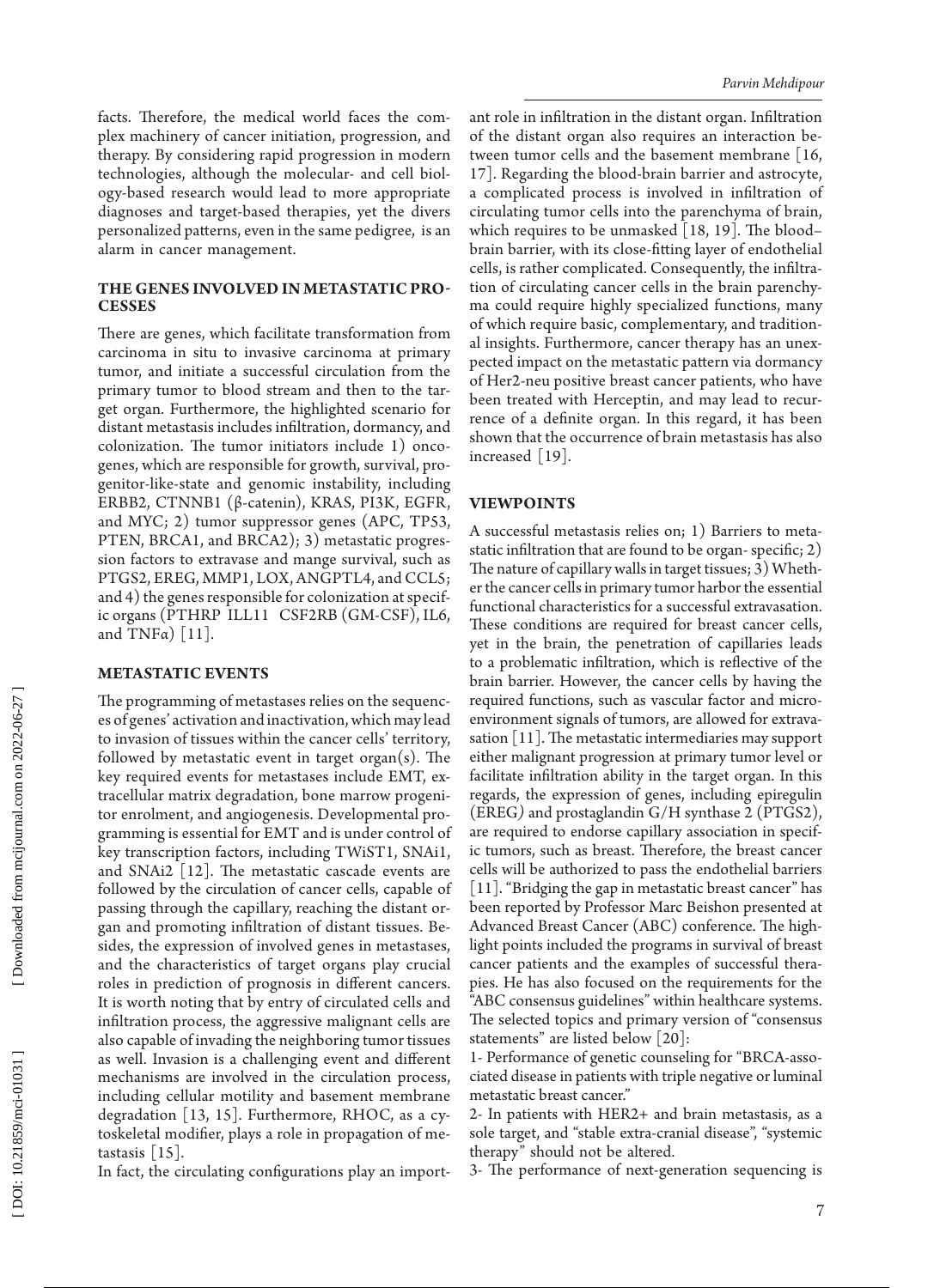facts. Therefore, the medical world faces the complex machinery of cancer initiation, progression, and therapy. By considering rapid progression in modern technologies, although the molecular- and cell biology-based research would lead to more appropriate diagnoses and target-based therapies, yet the divers personalized patterns, even in the same pedigree, is an alarm in cancer management.

## THE GENES INVOLVED IN METASTATIC PROCESSES

There are genes, which facilitate transformation from carcinoma in situ to invasive carcinoma at primary tumor, and initiate a successful circulation from the primary tumor to blood stream and then to the target organ. Furthermore, the highlighted scenario for distant metastasis includes infiltration, dormancy, and colonization. The tumor initiators include 1) oncogenes, which are responsible for growth, survival, progenitor-like-state and genomic instability, including ERBB2, CTNNB1 (β-catenin), KRAS, PI3K, EGFR, and MYC; 2) tumor suppressor genes (APC, TP53, PTEN, BRCA1, and BRCA2); 3) metastatic progression factors to extravase and mange survival, such as PTGS2, EREG, MMP1, LOX, ANGPTL4, and CCL5; and 4) the genes responsible for colonization at specific organs (PTHRP ILL11 CSF2RB (GM-CSF), IL6, and TNFα) [11].

## METASTATIC EVENTS

The programming of metastases relies on the sequences of genes' activation and inactivation, which may lead to invasion of tissues within the cancer cells' territory, followed by metastatic event in target organ(s). The key required events for metastases include EMT, extracellular matrix degradation, bone marrow progenitor enrolment, and angiogenesis. Developmental programming is essential for EMT and is under control of key transcription factors, including TWiST1, SNAi1, and SNAi2 [12]. The metastatic cascade events are followed by the circulation of cancer cells, capable of passing through the capillary, reaching the distant organ and promoting infiltration of distant tissues. Besides, the expression of involved genes in metastases, and the characteristics of target organs play crucial roles in prediction of prognosis in different cancers. It is worth noting that by entry of circulated cells and infiltration process, the aggressive malignant cells are also capable of invading the neighboring tumor tissues as well. Invasion is a challenging event and different mechanisms are involved in the circulation process, including cellular motility and basement membrane degradation [13, 15]. Furthermore, RHOC, as a cytoskeletal modifier, plays a role in propagation of metastasis [15].

In fact, the circulating configurations play an important role in infiltration in the distant organ. Infiltration of the distant organ also requires an interaction between tumor cells and the basement membrane [16, 17]. Regarding the blood-brain barrier and astrocyte, a complicated process is involved in infiltration of circulating tumor cells into the parenchyma of brain, which requires to be unmasked [18, 19]. The blood–brain barrier, with its close-fitting layer of endothelial cells, is rather complicated. Consequently, the infiltration of circulating cancer cells in the brain parenchyma could require highly specialized functions, many of which require basic, complementary, and traditional insights. Furthermore, cancer therapy has an unexpected impact on the metastatic pattern via dormancy of Her2-neu positive breast cancer patients, who have been treated with Herceptin, and may lead to recurrence of a definite organ. In this regard, it has been shown that the occurrence of brain metastasis has also increased [19].

## VIEWPOINTS

A successful metastasis relies on; 1) Barriers to metastatic infiltration that are found to be organ- specific; 2) The nature of capillary walls in target tissues; 3) Whether the cancer cells in primary tumor harbor the essential functional characteristics for a successful extravasation. These conditions are required for breast cancer cells, yet in the brain, the penetration of capillaries leads to a problematic infiltration, which is reflective of the brain barrier. However, the cancer cells by having the required functions, such as vascular factor and microenvironment signals of tumors, are allowed for extravasation [11]. The metastatic intermediaries may support either malignant progression at primary tumor level or facilitate infiltration ability in the target organ. In this regards, the expression of genes, including epiregulin (EREG) and prostaglandin G/H synthase 2 (PTGS2), are required to endorse capillary association in specific tumors, such as breast. Therefore, the breast cancer cells will be authorized to pass the endothelial barriers [11]. "Bridging the gap in metastatic breast cancer" has been reported by Professor Marc Beishon presented at Advanced Breast Cancer (ABC) conference. The highlight points included the programs in survival of breast cancer patients and the examples of successful therapies. He has also focused on the requirements for the "ABC consensus guidelines" within healthcare systems. The selected topics and primary version of "consensus statements" are listed below [20]:

1- Performance of genetic counseling for "BRCA-associated disease in patients with triple negative or luminal metastatic breast cancer."

2- In patients with HER2+ and brain metastasis, as a sole target, and "stable extra-cranial disease", "systemic therapy" should not be altered.

3- The performance of next-generation sequencing is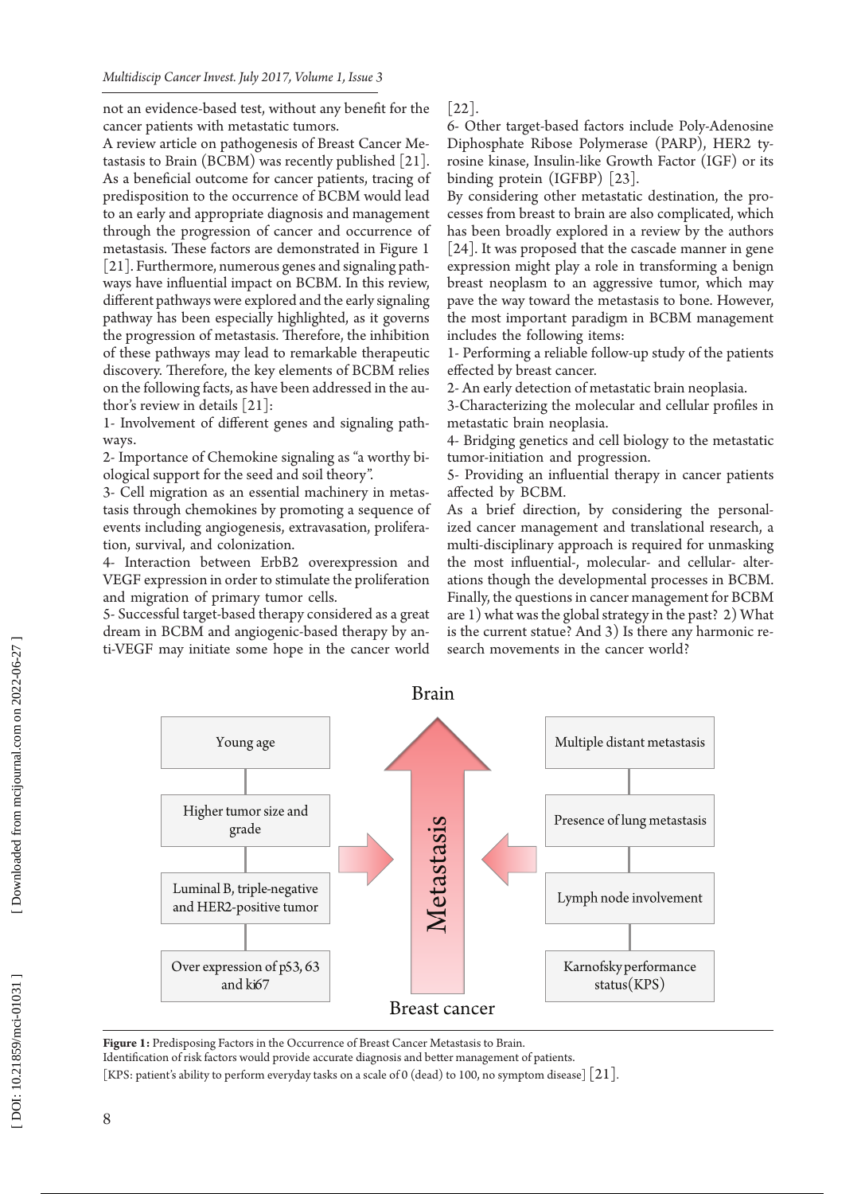not an evidence-based test, without any benefit for the cancer patients with metastatic tumors.

A review article on pathogenesis of Breast Cancer Metastasis to Brain (BCBM) was recently published [21]. As a beneficial outcome for cancer patients, tracing of predisposition to the occurrence of BCBM would lead to an early and appropriate diagnosis and management through the progression of cancer and occurrence of metastasis. These factors are demonstrated in Figure 1 [21]. Furthermore, numerous genes and signaling pathways have influential impact on BCBM. In this review, different pathways were explored and the early signaling pathway has been especially highlighted, as it governs the progression of metastasis. Therefore, the inhibition of these pathways may lead to remarkable therapeutic discovery. Therefore, the key elements of BCBM relies on the following facts, as have been addressed in the author's review in details [21]:

1- Involvement of different genes and signaling pathways.

2- Importance of Chemokine signaling as "a worthy biological support for the seed and soil theory".

3- Cell migration as an essential machinery in metastasis through chemokines by promoting a sequence of events including angiogenesis, extravasation, proliferation, survival, and colonization.

4- Interaction between ErbB2 overexpression and VEGF expression in order to stimulate the proliferation and migration of primary tumor cells.

5- Successful target-based therapy considered as a great dream in BCBM and angiogenic-based therapy by anti-VEGF may initiate some hope in the cancer world [22].

6- Other target-based factors include Poly-Adenosine Diphosphate Ribose Polymerase (PARP), HER2 tyrosine kinase, Insulin-like Growth Factor (IGF) or its binding protein (IGFBP) [23].

By considering other metastatic destination, the processes from breast to brain are also complicated, which has been broadly explored in a review by the authors [24]. It was proposed that the cascade manner in gene expression might play a role in transforming a benign breast neoplasm to an aggressive tumor, which may pave the way toward the metastasis to bone. However, the most important paradigm in BCBM management includes the following items:

1- Performing a reliable follow-up study of the patients effected by breast cancer.

2- An early detection of metastatic brain neoplasia.

3-Characterizing the molecular and cellular profiles in metastatic brain neoplasia.

4- Bridging genetics and cell biology to the metastatic tumor-initiation and progression.

5- Providing an influential therapy in cancer patients affected by BCBM.

As a brief direction, by considering the personalized cancer management and translational research, a multi-disciplinary approach is required for unmasking the most influential-, molecular- and cellular- alterations though the developmental processes in BCBM. Finally, the questions in cancer management for BCBM are 1) what was the global strategy in the past? 2) What is the current statue? And 3) Is there any harmonic research movements in the cancer world?

Brain

| | | |
|---|---|---|
| Young age | | Multiple distant metastasis |
| Higher tumor size and grade | Metastasis | Presence of lung metastasis |
| Luminal B, triple-negative and HER2-positive tumor | | Lymph node involvement |
| Over expression of p53, 63 and ki67 | | Karnofsky performance status(KPS) |

Breast cancer

**Figure 1:** Predisposing Factors in the Occurrence of Breast Cancer Metastasis to Brain.
Identification of risk factors would provide accurate diagnosis and better management of patients.
[KPS: patient's ability to perform everyday tasks on a scale of 0 (dead) to 100, no symptom disease] [21].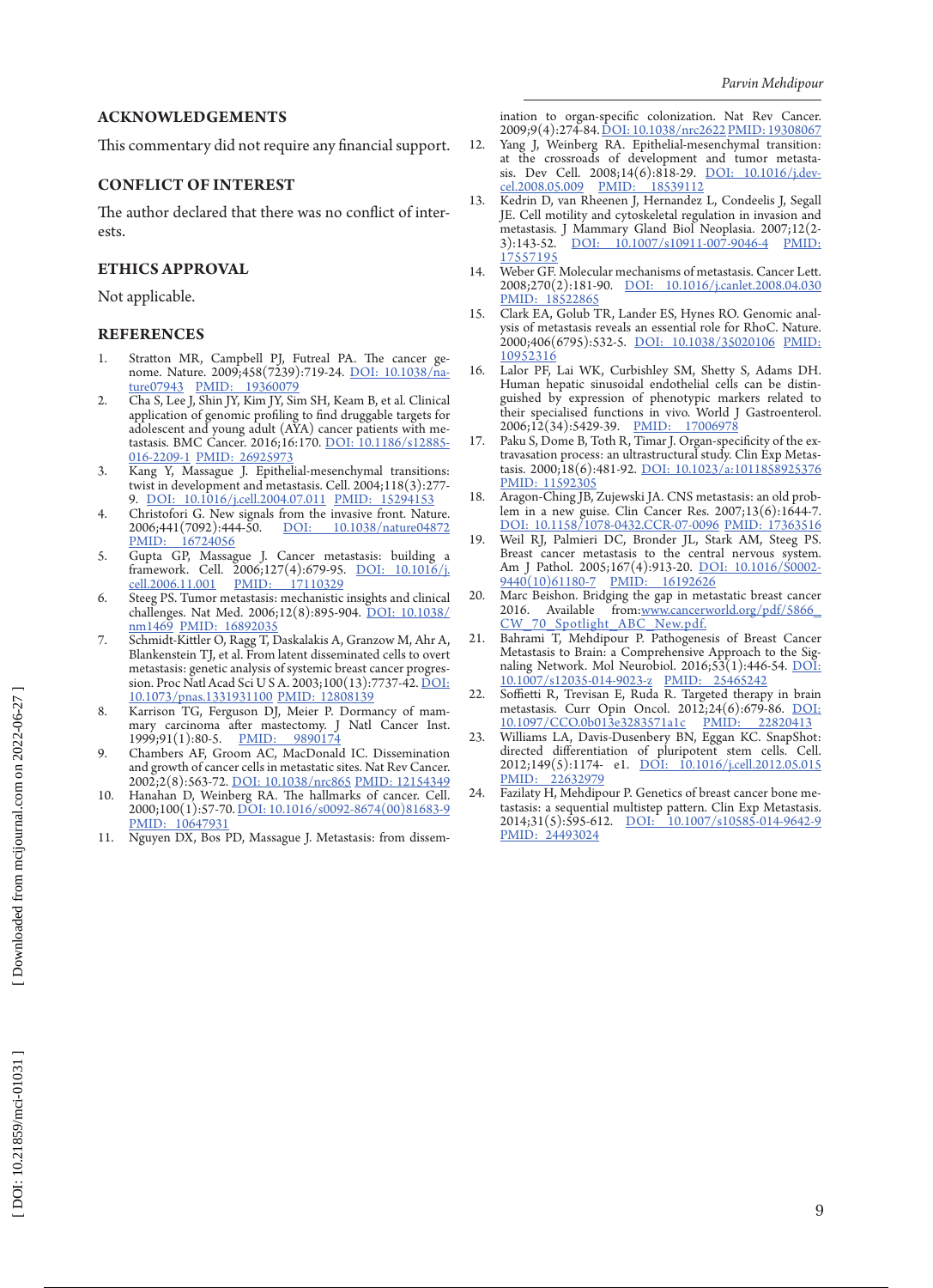## ACKNOWLEDGEMENTS

This commentary did not require any financial support.

## CONFLICT OF INTEREST

The author declared that there was no conflict of interests.

## ETHICS APPROVAL

Not applicable.

## REFERENCES

1. Stratton MR, Campbell PJ, Futreal PA. The cancer genome. Nature. 2009;458(7239):719-24. DOI: 10.1038/nature07943 PMID: 19360079
2. Cha S, Lee J, Shin JY, Kim JY, Sim SH, Keam B, et al. Clinical application of genomic profiling to find druggable targets for adolescent and young adult (AYA) cancer patients with metastasis. BMC Cancer. 2016;16:170. DOI: 10.1186/s12885-016-2209-1 PMID: 26925973
3. Kang Y, Massague J. Epithelial-mesenchymal transitions: twist in development and metastasis. Cell. 2004;118(3):277-9. DOI: 10.1016/j.cell.2004.07.011 PMID: 15294153
4. Christofori G. New signals from the invasive front. Nature. 2006;441(7092):444-50. DOI: 10.1038/nature04872 PMID: 16724056
5. Gupta GP, Massague J. Cancer metastasis: building a framework. Cell. 2006;127(4):679-95. DOI: 10.1016/j.cell.2006.11.001 PMID: 17110329
6. Steeg PS. Tumor metastasis: mechanistic insights and clinical challenges. Nat Med. 2006;12(8):895-904. DOI: 10.1038/nm1469 PMID: 16892035
7. Schmidt-Kittler O, Ragg T, Daskalakis A, Granzow M, Ahr A, Blankenstein TJ, et al. From latent disseminated cells to overt metastasis: genetic analysis of systemic breast cancer progression. Proc Natl Acad Sci U S A. 2003;100(13):7737-42. DOI: 10.1073/pnas.1331931100 PMID: 12808139
8. Karrison TG, Ferguson DJ, Meier P. Dormancy of mammary carcinoma after mastectomy. J Natl Cancer Inst. 1999;91(1):80-5. PMID: 9890174
9. Chambers AF, Groom AC, MacDonald IC. Dissemination and growth of cancer cells in metastatic sites. Nat Rev Cancer. 2002;2(8):563-72. DOI: 10.1038/nrc865 PMID: 12154349
10. Hanahan D, Weinberg RA. The hallmarks of cancer. Cell. 2000;100(1):57-70. DOI: 10.1016/s0092-8674(00)81683-9 PMID: 10647931
11. Nguyen DX, Bos PD, Massague J. Metastasis: from dissemination to organ-specific colonization. Nat Rev Cancer. 2009;9(4):274-84. DOI: 10.1038/nrc2622 PMID: 19308067
12. Yang J, Weinberg RA. Epithelial-mesenchymal transition: at the crossroads of development and tumor metastasis. Dev Cell. 2008;14(6):818-29. DOI: 10.1016/j.devcel.2008.05.009 PMID: 18539112
13. Kedrin D, van Rheenen J, Hernandez L, Condeelis J, Segall JE. Cell motility and cytoskeletal regulation in invasion and metastasis. J Mammary Gland Biol Neoplasia. 2007;12(2-3):143-52. DOI: 10.1007/s10911-007-9046-4 PMID: 17557195
14. Weber GF. Molecular mechanisms of metastasis. Cancer Lett. 2008;270(2):181-90. DOI: 10.1016/j.canlet.2008.04.030 PMID: 18522865
15. Clark EA, Golub TR, Lander ES, Hynes RO. Genomic analysis of metastasis reveals an essential role for RhoC. Nature. 2000;406(6795):532-5. DOI: 10.1038/35020106 PMID: 10952316
16. Lalor PF, Lai WK, Curbishley SM, Shetty S, Adams DH. Human hepatic sinusoidal endothelial cells can be distinguished by expression of phenotypic markers related to their specialised functions in vivo. World J Gastroenterol. 2006;12(34):5429-39. PMID: 17006978
17. Paku S, Dome B, Toth R, Timar J. Organ-specificity of the extravasation process: an ultrastructural study. Clin Exp Metastasis. 2000;18(6):481-92. DOI: 10.1023/a:1011858925376 PMID: 11592305
18. Aragon-Ching JB, Zujewski JA. CNS metastasis: an old problem in a new guise. Clin Cancer Res. 2007;13(6):1644-7. DOI: 10.1158/1078-0432.CCR-07-0096 PMID: 17363516
19. Weil RJ, Palmieri DC, Bronder JL, Stark AM, Steeg PS. Breast cancer metastasis to the central nervous system. Am J Pathol. 2005;167(4):913-20. DOI: 10.1016/S0002-9440(10)61180-7 PMID: 16192626
20. Marc Beishon. Bridging the gap in metastatic breast cancer 2016. Available from:www.cancerworld.org/pdf/5866_CW_70_Spotlight_ABC_New.pdf.
21. Bahrami T, Mehdipour P. Pathogenesis of Breast Cancer Metastasis to Brain: a Comprehensive Approach to the Signaling Network. Mol Neurobiol. 2016;53(1):446-54. DOI: 10.1007/s12035-014-9023-z PMID: 25465242
22. Soffietti R, Trevisan E, Ruda R. Targeted therapy in brain metastasis. Curr Opin Oncol. 2012;24(6):679-86. DOI: 10.1097/CCO.0b013e3283571a1c PMID: 22820413
23. Williams LA, Davis-Dusenbery BN, Eggan KC. SnapShot: directed differentiation of pluripotent stem cells. Cell. 2012;149(5):1174- e1. DOI: 10.1016/j.cell.2012.05.015 PMID: 22632979
24. Fazilaty H, Mehdipour P. Genetics of breast cancer bone metastasis: a sequential multistep pattern. Clin Exp Metastasis. 2014;31(5):595-612. DOI: 10.1007/s10585-014-9642-9 PMID: 24493024